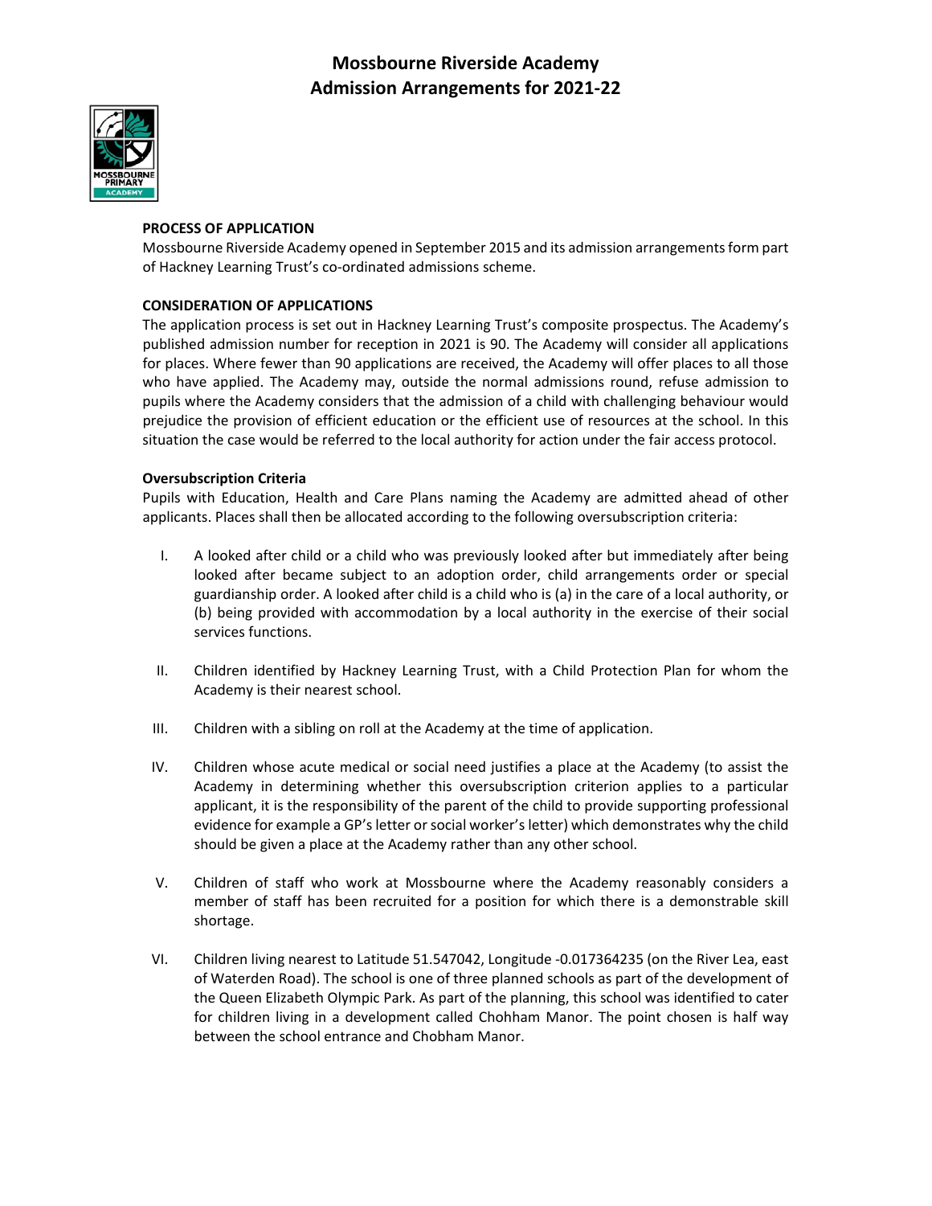# Mossbourne Riverside Academy
# Admission Arrangements for 2021-22

**PROCESS OF APPLICATION**

Mossbourne Riverside Academy opened in September 2015 and its admission arrangements form part of Hackney Learning Trust's co-ordinated admissions scheme.

**CONSIDERATION OF APPLICATIONS**

The application process is set out in Hackney Learning Trust's composite prospectus. The Academy's published admission number for reception in 2021 is 90. The Academy will consider all applications for places. Where fewer than 90 applications are received, the Academy will offer places to all those who have applied. The Academy may, outside the normal admissions round, refuse admission to pupils where the Academy considers that the admission of a child with challenging behaviour would prejudice the provision of efficient education or the efficient use of resources at the school. In this situation the case would be referred to the local authority for action under the fair access protocol.

**Oversubscription Criteria**

Pupils with Education, Health and Care Plans naming the Academy are admitted ahead of other applicants. Places shall then be allocated according to the following oversubscription criteria:

I. A looked after child or a child who was previously looked after but immediately after being looked after became subject to an adoption order, child arrangements order or special guardianship order. A looked after child is a child who is (a) in the care of a local authority, or (b) being provided with accommodation by a local authority in the exercise of their social services functions.

II. Children identified by Hackney Learning Trust, with a Child Protection Plan for whom the Academy is their nearest school.

III. Children with a sibling on roll at the Academy at the time of application.

IV. Children whose acute medical or social need justifies a place at the Academy (to assist the Academy in determining whether this oversubscription criterion applies to a particular applicant, it is the responsibility of the parent of the child to provide supporting professional evidence for example a GP's letter or social worker's letter) which demonstrates why the child should be given a place at the Academy rather than any other school.

V. Children of staff who work at Mossbourne where the Academy reasonably considers a member of staff has been recruited for a position for which there is a demonstrable skill shortage.

VI. Children living nearest to Latitude 51.547042, Longitude -0.017364235 (on the River Lea, east of Waterden Road). The school is one of three planned schools as part of the development of the Queen Elizabeth Olympic Park. As part of the planning, this school was identified to cater for children living in a development called Chohham Manor. The point chosen is half way between the school entrance and Chobham Manor.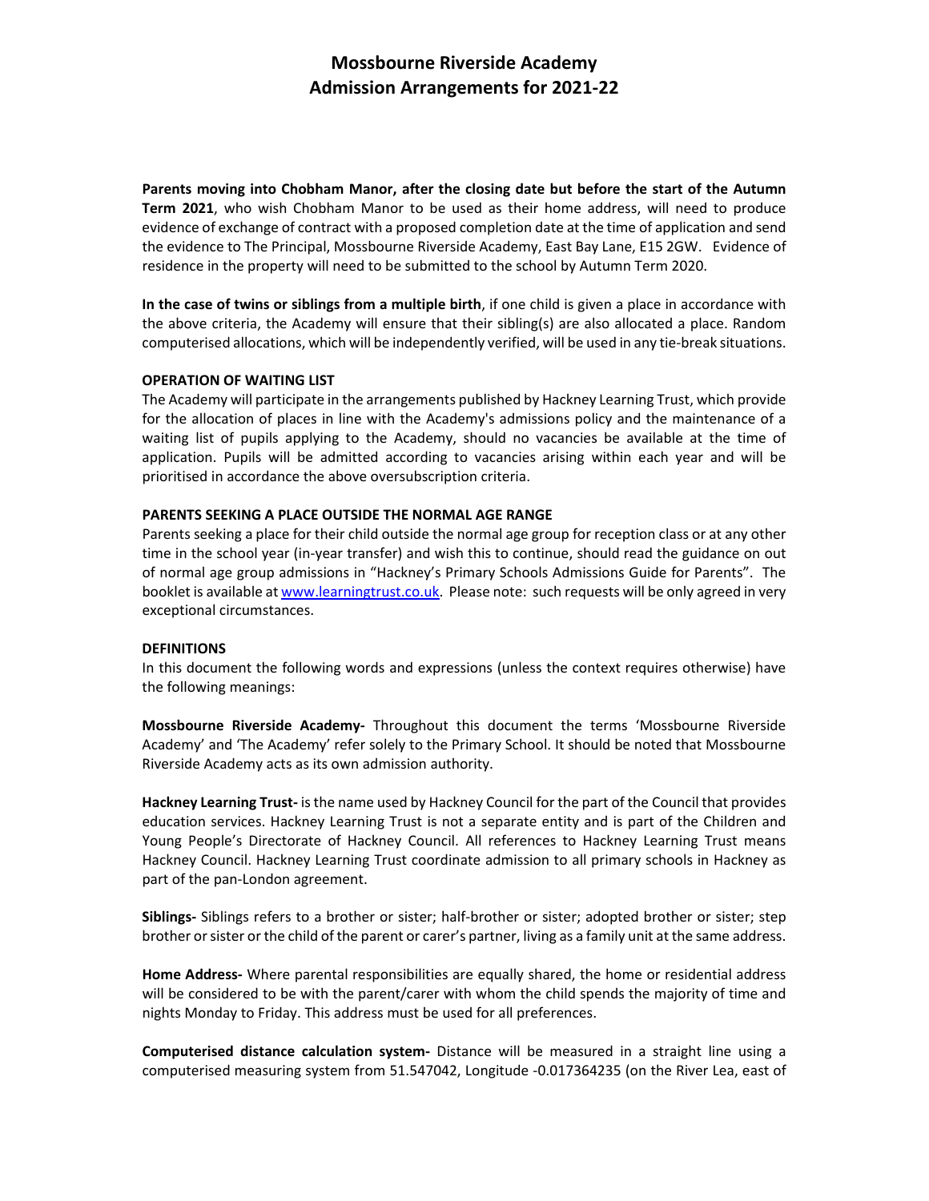# Mossbourne Riverside Academy
# Admission Arrangements for 2021-22

**Parents moving into Chobham Manor, after the closing date but before the start of the Autumn Term 2021**, who wish Chobham Manor to be used as their home address, will need to produce evidence of exchange of contract with a proposed completion date at the time of application and send the evidence to The Principal, Mossbourne Riverside Academy, East Bay Lane, E15 2GW. Evidence of residence in the property will need to be submitted to the school by Autumn Term 2020.

**In the case of twins or siblings from a multiple birth**, if one child is given a place in accordance with the above criteria, the Academy will ensure that their sibling(s) are also allocated a place. Random computerised allocations, which will be independently verified, will be used in any tie-break situations.

**OPERATION OF WAITING LIST**

The Academy will participate in the arrangements published by Hackney Learning Trust, which provide for the allocation of places in line with the Academy's admissions policy and the maintenance of a waiting list of pupils applying to the Academy, should no vacancies be available at the time of application. Pupils will be admitted according to vacancies arising within each year and will be prioritised in accordance the above oversubscription criteria.

**PARENTS SEEKING A PLACE OUTSIDE THE NORMAL AGE RANGE**

Parents seeking a place for their child outside the normal age group for reception class or at any other time in the school year (in-year transfer) and wish this to continue, should read the guidance on out of normal age group admissions in "Hackney's Primary Schools Admissions Guide for Parents". The booklet is available at [www.learningtrust.co.uk](http://www.learningtrust.co.uk). Please note: such requests will be only agreed in very exceptional circumstances.

**DEFINITIONS**

In this document the following words and expressions (unless the context requires otherwise) have the following meanings:

**Mossbourne Riverside Academy-** Throughout this document the terms 'Mossbourne Riverside Academy' and 'The Academy' refer solely to the Primary School. It should be noted that Mossbourne Riverside Academy acts as its own admission authority.

**Hackney Learning Trust-** is the name used by Hackney Council for the part of the Council that provides education services. Hackney Learning Trust is not a separate entity and is part of the Children and Young People's Directorate of Hackney Council. All references to Hackney Learning Trust means Hackney Council. Hackney Learning Trust coordinate admission to all primary schools in Hackney as part of the pan-London agreement.

**Siblings-** Siblings refers to a brother or sister; half-brother or sister; adopted brother or sister; step brother or sister or the child of the parent or carer's partner, living as a family unit at the same address.

**Home Address-** Where parental responsibilities are equally shared, the home or residential address will be considered to be with the parent/carer with whom the child spends the majority of time and nights Monday to Friday. This address must be used for all preferences.

**Computerised distance calculation system-** Distance will be measured in a straight line using a computerised measuring system from 51.547042, Longitude -0.017364235 (on the River Lea, east of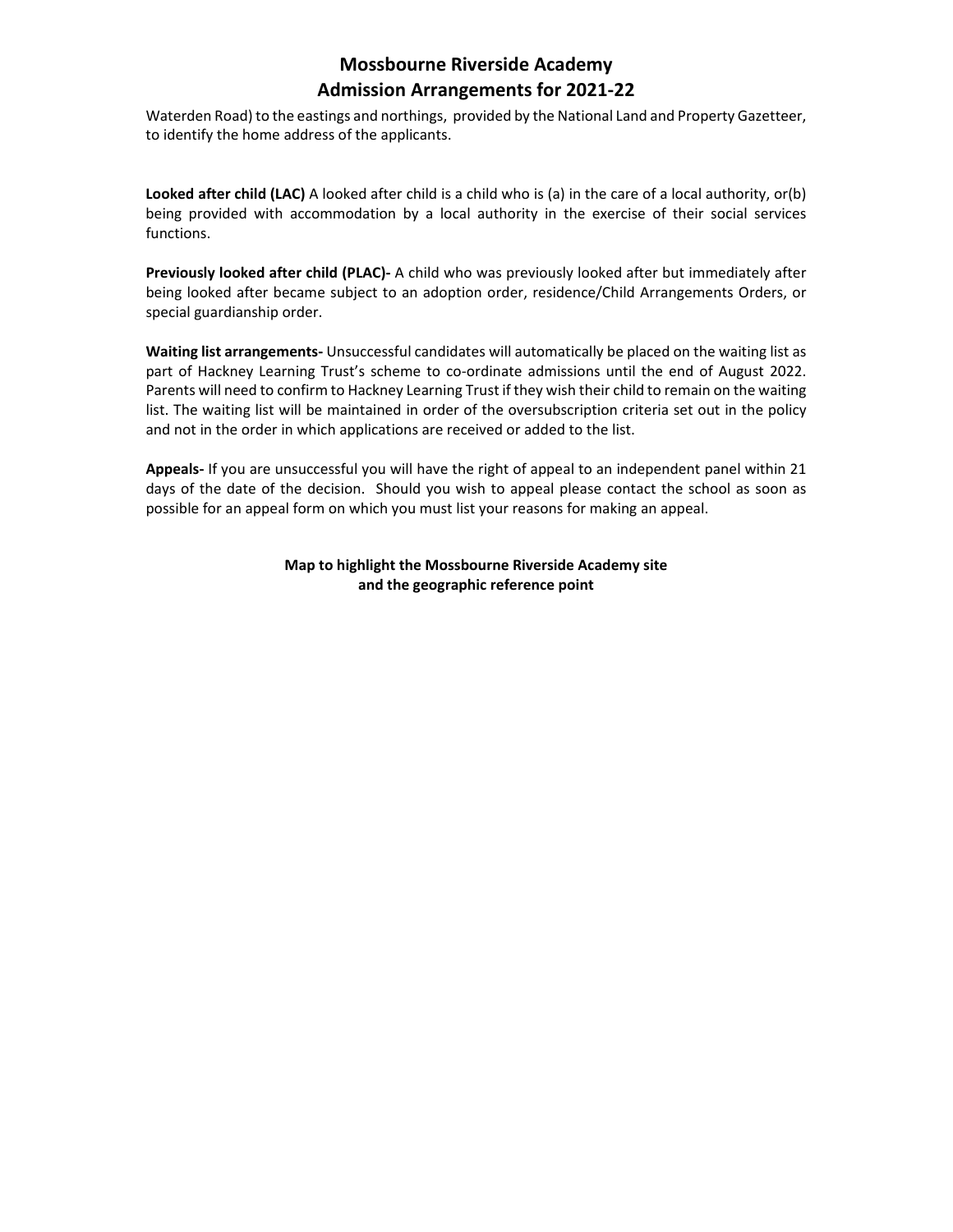Waterden Road) to the eastings and northings, provided by the National Land and Property Gazetteer, to identify the home address of the applicants.

**Looked after child (LAC)** A looked after child is a child who is (a) in the care of a local authority, or(b) being provided with accommodation by a local authority in the exercise of their social services functions.

**Previously looked after child (PLAC)-** A child who was previously looked after but immediately after being looked after became subject to an adoption order, residence/Child Arrangements Orders, or special guardianship order.

**Waiting list arrangements-** Unsuccessful candidates will automatically be placed on the waiting list as part of Hackney Learning Trust's scheme to co-ordinate admissions until the end of August 2022. Parents will need to confirm to Hackney Learning Trust if they wish their child to remain on the waiting list. The waiting list will be maintained in order of the oversubscription criteria set out in the policy and not in the order in which applications are received or added to the list.

**Appeals-** If you are unsuccessful you will have the right of appeal to an independent panel within 21 days of the date of the decision. Should you wish to appeal please contact the school as soon as possible for an appeal form on which you must list your reasons for making an appeal.

**Map to highlight the Mossbourne Riverside Academy site and the geographic reference point**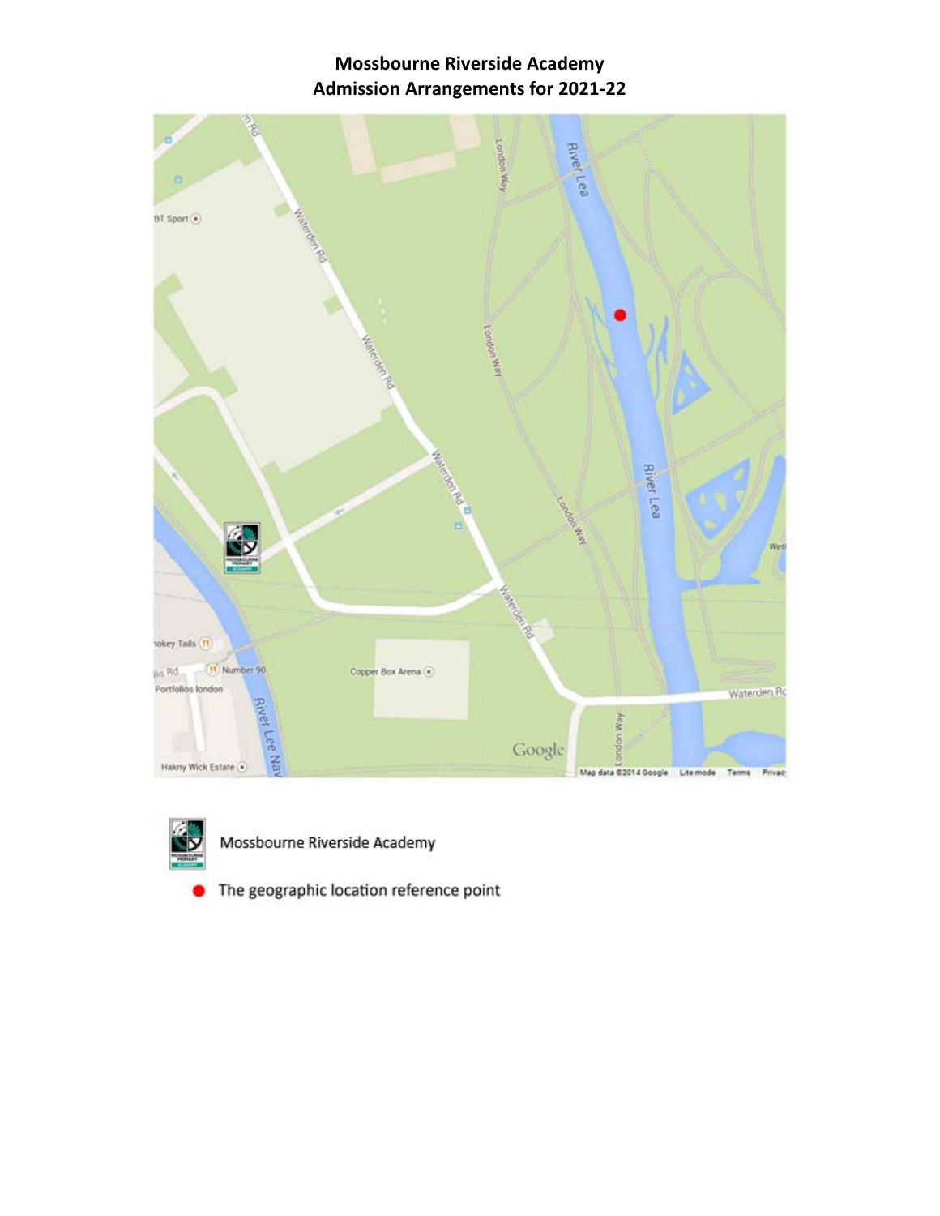## Mossbourne Riverside Academy
## Admission Arrangements for 2021-22

BT Sport

Waterden Rd

Waterden Rd

Waterden Rd

Waterden Rd

Waterden Rd

London Way

London Way

London Way

London Way

River Lea

River Lea

River Lee Nav

Copper Box Arena

Number 90

Portfolios london

Hakny Wick Estate

Google

Map data ©2014 Google Lite mode Terms Privacy

Mossbourne Riverside Academy

The geographic location reference point